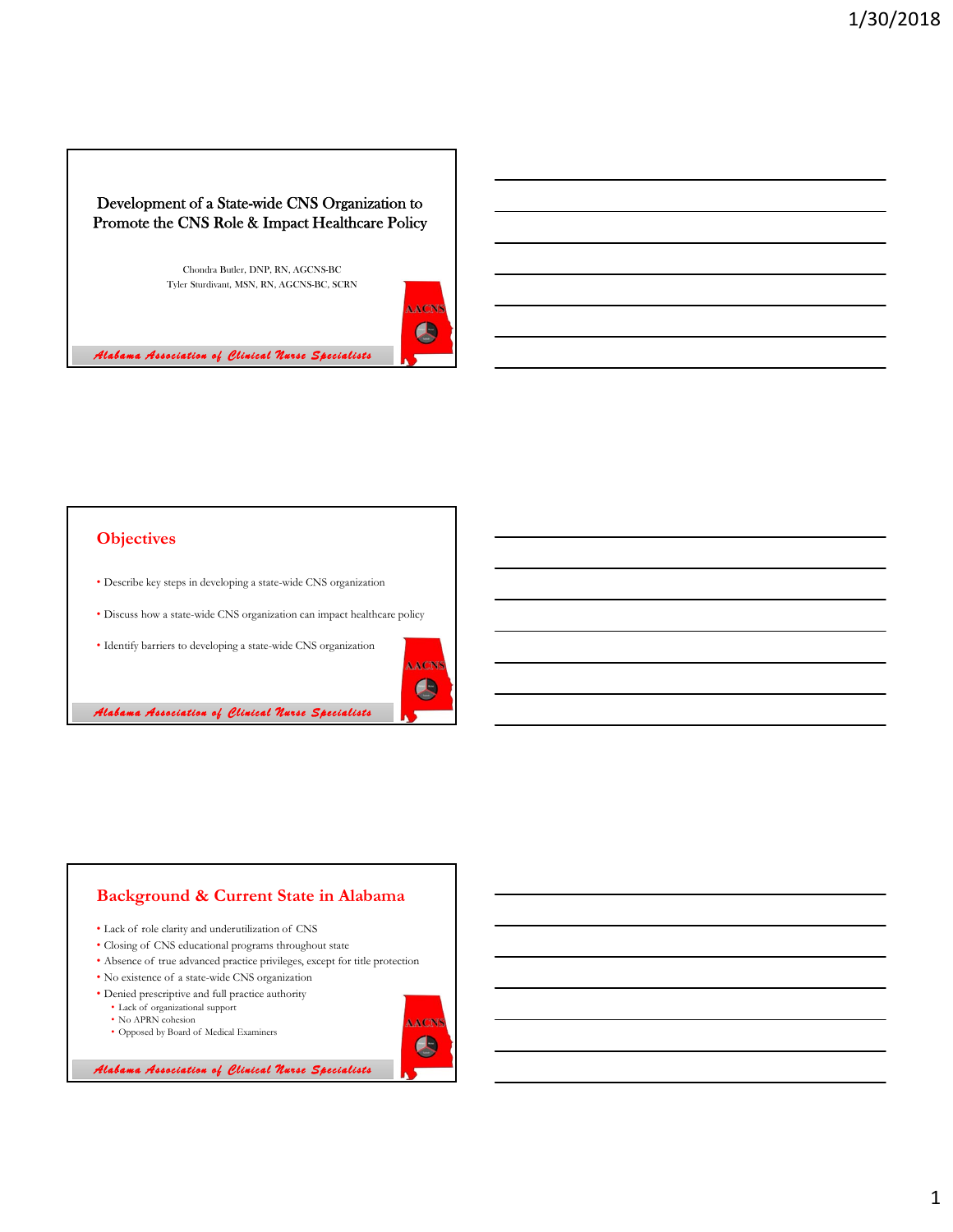# Development of a State-wide CNS Organization to Promote the CNS Role & Impact Healthcare Policy

Chondra Butler, DNP, RN, AGCNS-BC
Tyler Sturdivant, MSN, RN, AGCNS-BC, SCRN

*Alabama Association of Clinical Nurse Specialists*

## Objectives

- Describe key steps in developing a state-wide CNS organization
- Discuss how a state-wide CNS organization can impact healthcare policy
- Identify barriers to developing a state-wide CNS organization

*Alabama Association of Clinical Nurse Specialists*

## Background & Current State in Alabama

- Lack of role clarity and underutilization of CNS
- Closing of CNS educational programs throughout state
- Absence of true advanced practice privileges, except for title protection
- No existence of a state-wide CNS organization
- Denied prescriptive and full practice authority
  - Lack of organizational support
  - No APRN cohesion
  - Opposed by Board of Medical Examiners

*Alabama Association of Clinical Nurse Specialists*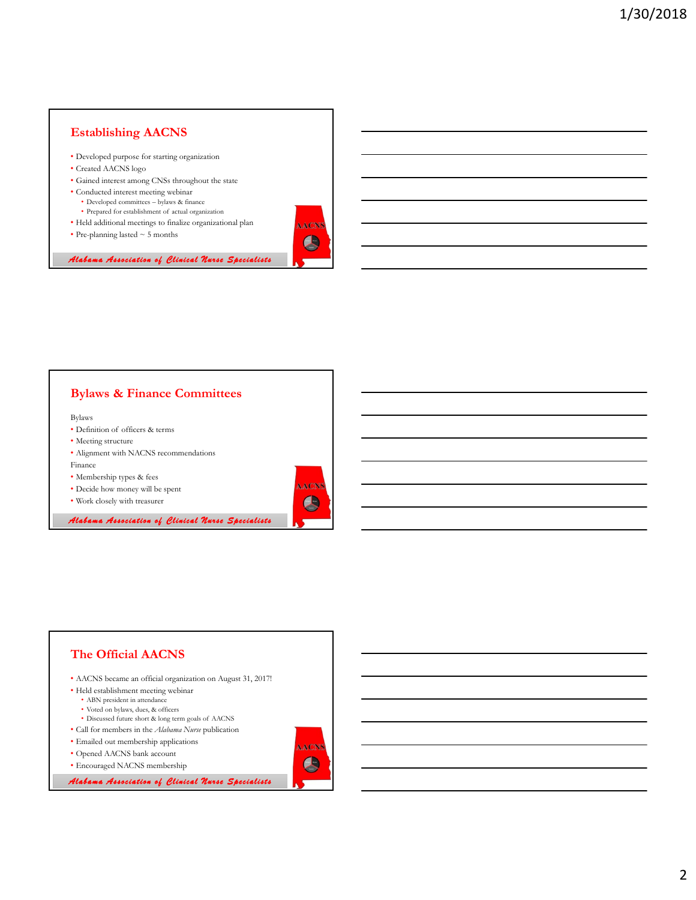## Establishing AACNS

- Developed purpose for starting organization
- Created AACNS logo
- Gained interest among CNSs throughout the state
- Conducted interest meeting webinar
  - Developed committees – bylaws & finance
  - Prepared for establishment of actual organization
- Held additional meetings to finalize organizational plan
- Pre-planning lasted ~ 5 months

*Alabama Association of Clinical Nurse Specialists*

## Bylaws & Finance Committees

Bylaws

- Definition of officers & terms
- Meeting structure
- Alignment with NACNS recommendations

Finance

- Membership types & fees
- Decide how money will be spent
- Work closely with treasurer

*Alabama Association of Clinical Nurse Specialists*

## The Official AACNS

- AACNS became an official organization on August 31, 2017!
- Held establishment meeting webinar
  - ABN president in attendance
  - Voted on bylaws, dues, & officers
  - Discussed future short & long term goals of AACNS
- Call for members in the *Alabama Nurse* publication
- Emailed out membership applications
- Opened AACNS bank account
- Encouraged NACNS membership

*Alabama Association of Clinical Nurse Specialists*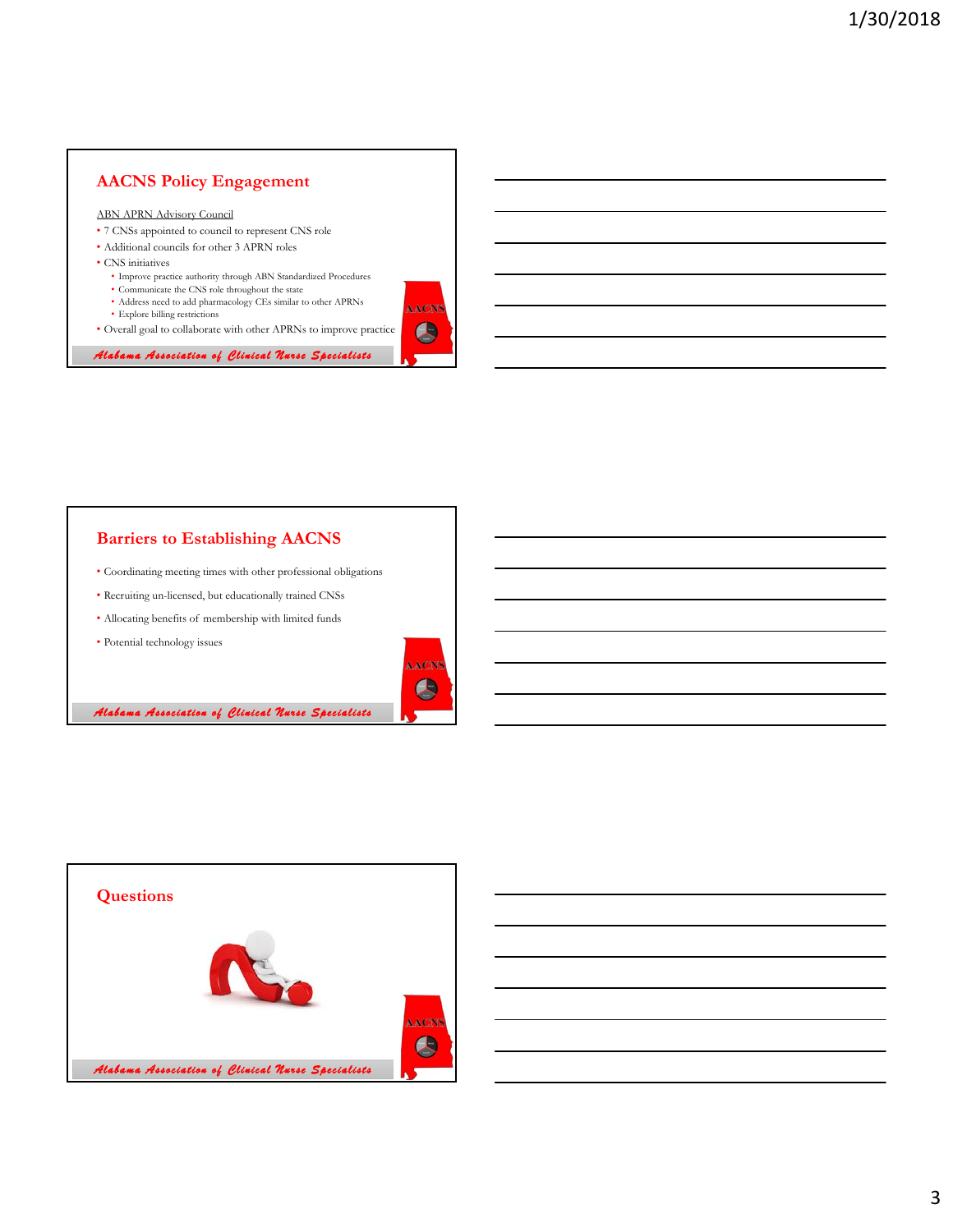## AACNS Policy Engagement

ABN APRN Advisory Council

- 7 CNSs appointed to council to represent CNS role
- Additional councils for other 3 APRN roles
- CNS initiatives
  - Improve practice authority through ABN Standardized Procedures
  - Communicate the CNS role throughout the state
  - Address need to add pharmacology CEs similar to other APRNs
  - Explore billing restrictions
- Overall goal to collaborate with other APRNs to improve practice

*Alabama Association of Clinical Nurse Specialists*

## Barriers to Establishing AACNS

- Coordinating meeting times with other professional obligations
- Recruiting un-licensed, but educationally trained CNSs
- Allocating benefits of membership with limited funds
- Potential technology issues

*Alabama Association of Clinical Nurse Specialists*

## Questions

*Alabama Association of Clinical Nurse Specialists*